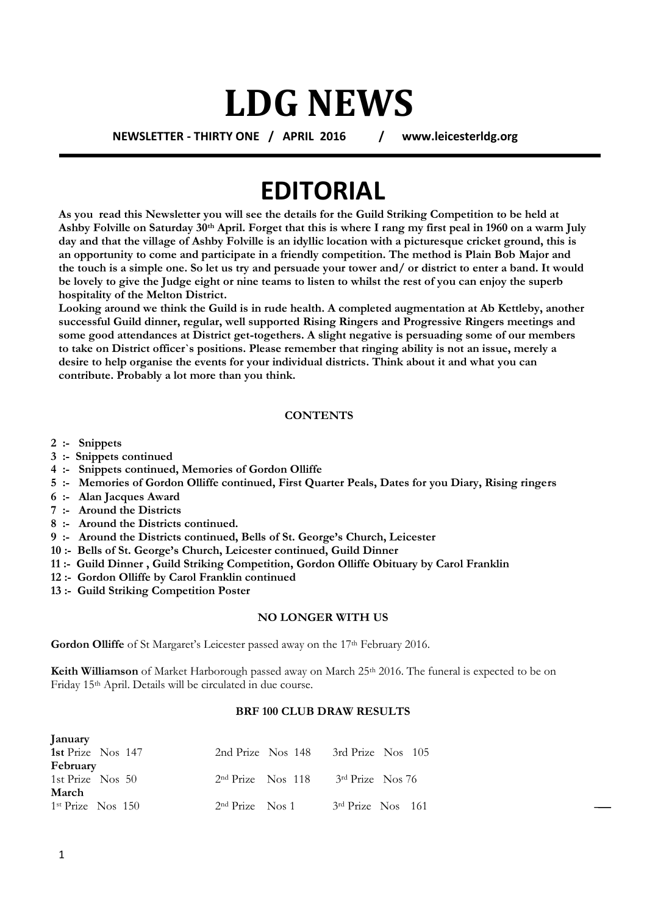# LDG NEWS

**NEWSLETTER - THIRTY ONE / APRIL 2016 / www.leicesterldg.org**

# EDITORIAL

**As you read this Newsletter you will see the details for the Guild Striking Competition to be held at Ashby Folville on Saturday 30th April. Forget that this is where I rang my first peal in 1960 on a warm July day and that the village of Ashby Folville is an idyllic location with a picturesque cricket ground, this is an opportunity to come and participate in a friendly competition. The method is Plain Bob Major and the touch is a simple one. So let us try and persuade your tower and/ or district to enter a band. It would be lovely to give the Judge eight or nine teams to listen to whilst the rest of you can enjoy the superb hospitality of the Melton District.**

**Looking around we think the Guild is in rude health. A completed augmentation at Ab Kettleby, another successful Guild dinner, regular, well supported Rising Ringers and Progressive Ringers meetings and some good attendances at District get-togethers. A slight negative is persuading some of our members to take on District officer`s positions. Please remember that ringing ability is not an issue, merely a desire to help organise the events for your individual districts. Think about it and what you can contribute. Probably a lot more than you think.**

### CONTENTS

- **2 :- Snippets**
- **3 :- Snippets continued**
- **4 :- Snippets continued, Memories of Gordon Olliffe**
- **5 :- Memories of Gordon Olliffe continued, First Quarter Peals, Dates for you Diary, Rising ringers**
- **6 :- Alan Jacques Award**
- **7 :- Around the Districts**
- **8 :- Around the Districts continued.**
- **9 :- Around the Districts continued, Bells of St. George's Church, Leicester**
- **10 :- Bells of St. George's Church, Leicester continued, Guild Dinner**
- **11 :- Guild Dinner , Guild Striking Competition, Gordon Olliffe Obituary by Carol Franklin**
- **12 :- Gordon Olliffe by Carol Franklin continued**
- **13 :- Guild Striking Competition Poster**

### NO LONGER WITH US

**Gordon Olliffe** of St Margaret's Leicester passed away on the 17th February 2016.

**Keith Williamson** of Market Harborough passed away on March 25th 2016. The funeral is expected to be on Friday 15th April. Details will be circulated in due course.

### BRF 100 CLUB DRAW RESULTS

**January**
**1st** Prize Nos 147 — 2nd Prize Nos 148 — 3rd Prize Nos 105

**February**
1st Prize Nos 50 — 2nd Prize Nos 118 — 3rd Prize Nos 76

**March**
1st Prize Nos 150 — 2nd Prize Nos 1 — 3rd Prize Nos 161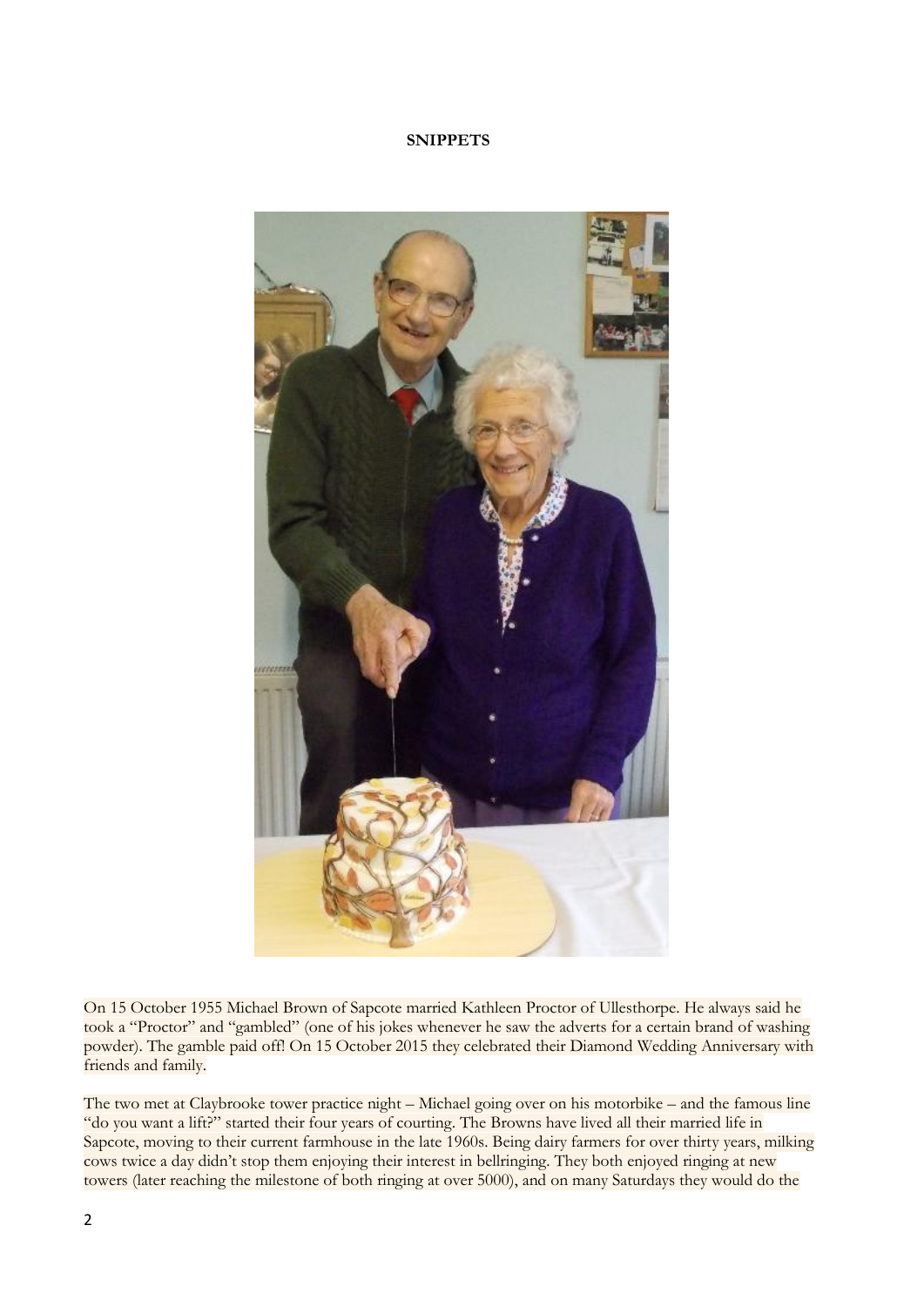**SNIPPETS**

On 15 October 1955 Michael Brown of Sapcote married Kathleen Proctor of Ullesthorpe. He always said he took a "Proctor" and "gambled" (one of his jokes whenever he saw the adverts for a certain brand of washing powder). The gamble paid off! On 15 October 2015 they celebrated their Diamond Wedding Anniversary with friends and family.

The two met at Claybrooke tower practice night – Michael going over on his motorbike – and the famous line "do you want a lift?" started their four years of courting. The Browns have lived all their married life in Sapcote, moving to their current farmhouse in the late 1960s. Being dairy farmers for over thirty years, milking cows twice a day didn't stop them enjoying their interest in bellringing. They both enjoyed ringing at new towers (later reaching the milestone of both ringing at over 5000), and on many Saturdays they would do the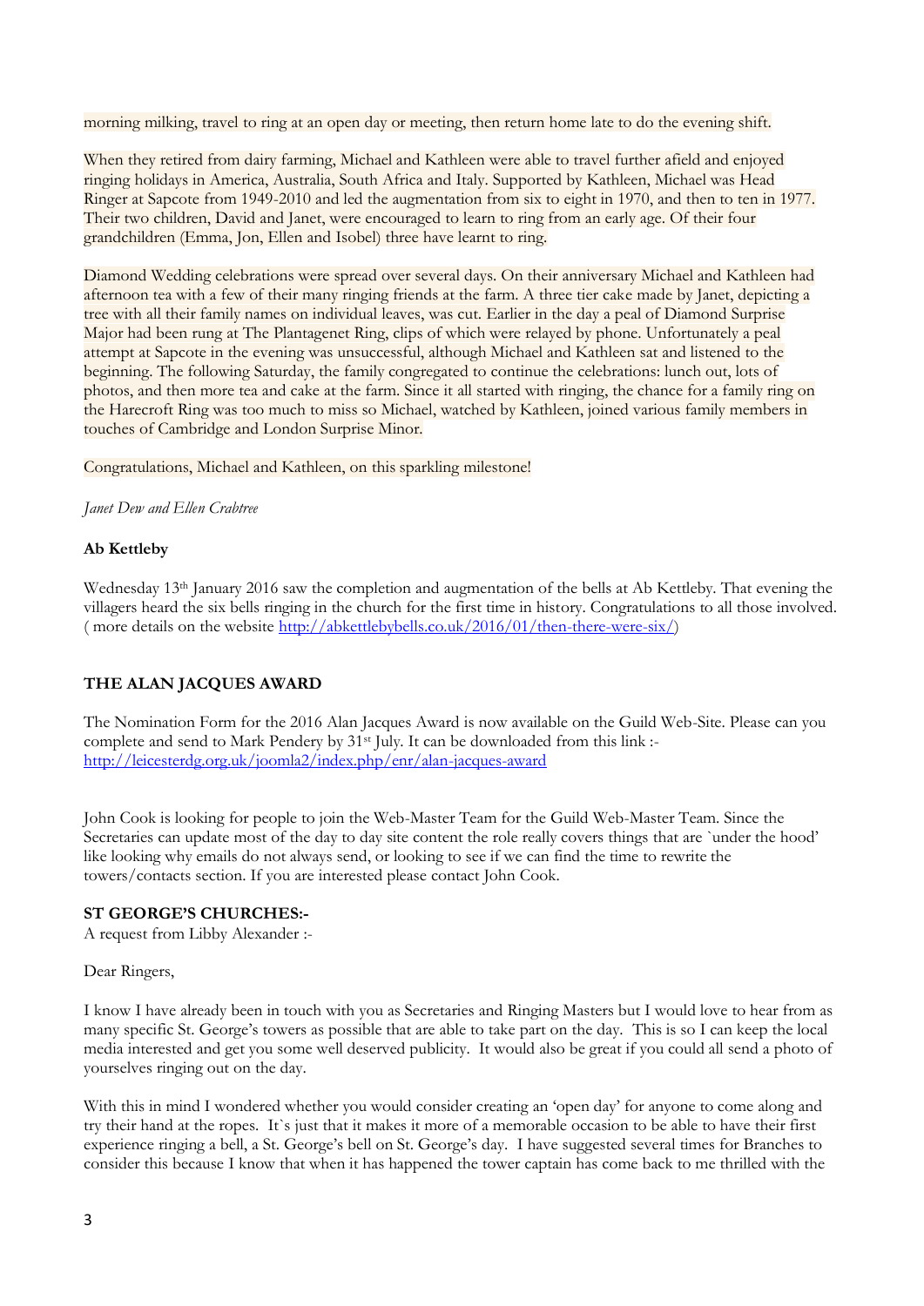morning milking, travel to ring at an open day or meeting, then return home late to do the evening shift.

When they retired from dairy farming, Michael and Kathleen were able to travel further afield and enjoyed ringing holidays in America, Australia, South Africa and Italy. Supported by Kathleen, Michael was Head Ringer at Sapcote from 1949-2010 and led the augmentation from six to eight in 1970, and then to ten in 1977. Their two children, David and Janet, were encouraged to learn to ring from an early age. Of their four grandchildren (Emma, Jon, Ellen and Isobel) three have learnt to ring.

Diamond Wedding celebrations were spread over several days. On their anniversary Michael and Kathleen had afternoon tea with a few of their many ringing friends at the farm. A three tier cake made by Janet, depicting a tree with all their family names on individual leaves, was cut. Earlier in the day a peal of Diamond Surprise Major had been rung at The Plantagenet Ring, clips of which were relayed by phone. Unfortunately a peal attempt at Sapcote in the evening was unsuccessful, although Michael and Kathleen sat and listened to the beginning. The following Saturday, the family congregated to continue the celebrations: lunch out, lots of photos, and then more tea and cake at the farm. Since it all started with ringing, the chance for a family ring on the Harecroft Ring was too much to miss so Michael, watched by Kathleen, joined various family members in touches of Cambridge and London Surprise Minor.

Congratulations, Michael and Kathleen, on this sparkling milestone!

*Janet Dew and Ellen Crabtree*

**Ab Kettleby**

Wednesday 13th January 2016 saw the completion and augmentation of the bells at Ab Kettleby. That evening the villagers heard the six bells ringing in the church for the first time in history. Congratulations to all those involved. ( more details on the website http://abkettlebybells.co.uk/2016/01/then-there-were-six/)

## THE ALAN JACQUES AWARD

The Nomination Form for the 2016 Alan Jacques Award is now available on the Guild Web-Site. Please can you complete and send to Mark Pendery by 31st July. It can be downloaded from this link :- http://leicesterdg.org.uk/joomla2/index.php/enr/alan-jacques-award

John Cook is looking for people to join the Web-Master Team for the Guild Web-Master Team. Since the Secretaries can update most of the day to day site content the role really covers things that are `under the hood' like looking why emails do not always send, or looking to see if we can find the time to rewrite the towers/contacts section. If you are interested please contact John Cook.

## ST GEORGE'S CHURCHES:-

A request from Libby Alexander :-

Dear Ringers,

I know I have already been in touch with you as Secretaries and Ringing Masters but I would love to hear from as many specific St. George's towers as possible that are able to take part on the day. This is so I can keep the local media interested and get you some well deserved publicity. It would also be great if you could all send a photo of yourselves ringing out on the day.

With this in mind I wondered whether you would consider creating an 'open day' for anyone to come along and try their hand at the ropes. It`s just that it makes it more of a memorable occasion to be able to have their first experience ringing a bell, a St. George's bell on St. George's day. I have suggested several times for Branches to consider this because I know that when it has happened the tower captain has come back to me thrilled with the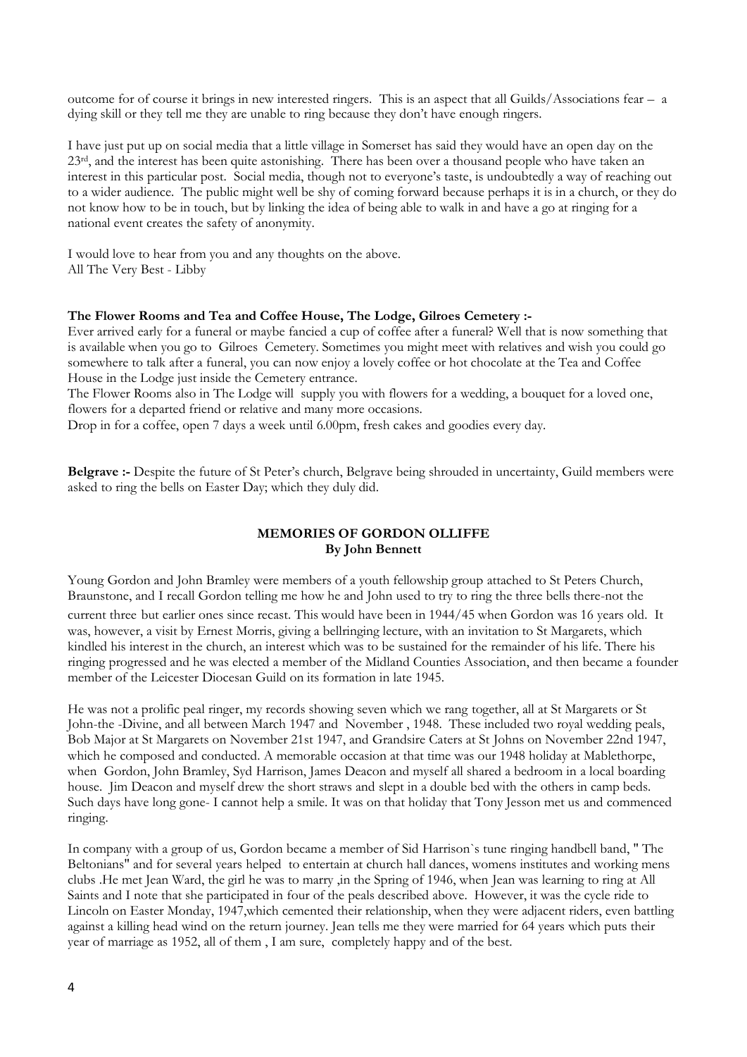outcome for of course it brings in new interested ringers. This is an aspect that all Guilds/Associations fear – a dying skill or they tell me they are unable to ring because they don't have enough ringers.

I have just put up on social media that a little village in Somerset has said they would have an open day on the 23rd, and the interest has been quite astonishing. There has been over a thousand people who have taken an interest in this particular post. Social media, though not to everyone's taste, is undoubtedly a way of reaching out to a wider audience. The public might well be shy of coming forward because perhaps it is in a church, or they do not know how to be in touch, but by linking the idea of being able to walk in and have a go at ringing for a national event creates the safety of anonymity.

I would love to hear from you and any thoughts on the above.
All The Very Best - Libby

**The Flower Rooms and Tea and Coffee House, The Lodge, Gilroes Cemetery :-**
Ever arrived early for a funeral or maybe fancied a cup of coffee after a funeral? Well that is now something that is available when you go to Gilroes Cemetery. Sometimes you might meet with relatives and wish you could go somewhere to talk after a funeral, you can now enjoy a lovely coffee or hot chocolate at the Tea and Coffee House in the Lodge just inside the Cemetery entrance.
The Flower Rooms also in The Lodge will supply you with flowers for a wedding, a bouquet for a loved one, flowers for a departed friend or relative and many more occasions.
Drop in for a coffee, open 7 days a week until 6.00pm, fresh cakes and goodies every day.

**Belgrave :-** Despite the future of St Peter's church, Belgrave being shrouded in uncertainty, Guild members were asked to ring the bells on Easter Day; which they duly did.

## MEMORIES OF GORDON OLLIFFE
**By John Bennett**

Young Gordon and John Bramley were members of a youth fellowship group attached to St Peters Church, Braunstone, and I recall Gordon telling me how he and John used to try to ring the three bells there-not the current three but earlier ones since recast. This would have been in 1944/45 when Gordon was 16 years old. It was, however, a visit by Ernest Morris, giving a bellringing lecture, with an invitation to St Margarets, which kindled his interest in the church, an interest which was to be sustained for the remainder of his life. There his ringing progressed and he was elected a member of the Midland Counties Association, and then became a founder member of the Leicester Diocesan Guild on its formation in late 1945.

He was not a prolific peal ringer, my records showing seven which we rang together, all at St Margarets or St John-the -Divine, and all between March 1947 and November , 1948. These included two royal wedding peals, Bob Major at St Margarets on November 21st 1947, and Grandsire Caters at St Johns on November 22nd 1947, which he composed and conducted. A memorable occasion at that time was our 1948 holiday at Mablethorpe, when Gordon, John Bramley, Syd Harrison, James Deacon and myself all shared a bedroom in a local boarding house. Jim Deacon and myself drew the short straws and slept in a double bed with the others in camp beds. Such days have long gone- I cannot help a smile. It was on that holiday that Tony Jesson met us and commenced ringing.

In company with a group of us, Gordon became a member of Sid Harrison`s tune ringing handbell band, " The Beltonians" and for several years helped to entertain at church hall dances, womens institutes and working mens clubs .He met Jean Ward, the girl he was to marry ,in the Spring of 1946, when Jean was learning to ring at All Saints and I note that she participated in four of the peals described above. However, it was the cycle ride to Lincoln on Easter Monday, 1947,which cemented their relationship, when they were adjacent riders, even battling against a killing head wind on the return journey. Jean tells me they were married for 64 years which puts their year of marriage as 1952, all of them , I am sure, completely happy and of the best.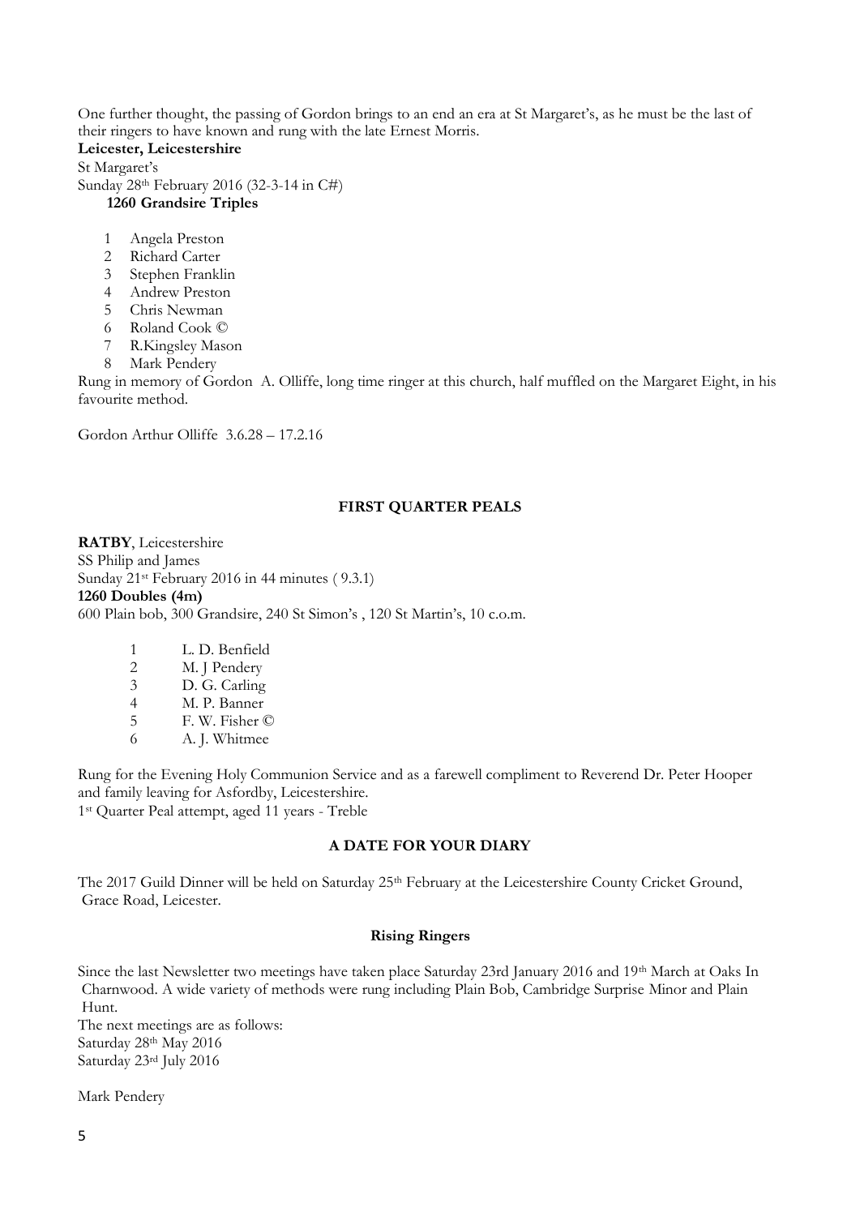One further thought, the passing of Gordon brings to an end an era at St Margaret's, as he must be the last of their ringers to have known and rung with the late Ernest Morris.

**Leicester, Leicestershire**

St Margaret's

Sunday 28th February 2016 (32-3-14 in C#)

**1260 Grandsire Triples**

1. Angela Preston
2. Richard Carter
3. Stephen Franklin
4. Andrew Preston
5. Chris Newman
6. Roland Cook ©
7. R.Kingsley Mason
8. Mark Pendery

Rung in memory of Gordon A. Olliffe, long time ringer at this church, half muffled on the Margaret Eight, in his favourite method.

Gordon Arthur Olliffe 3.6.28 – 17.2.16

### FIRST QUARTER PEALS

**RATBY**, Leicestershire

SS Philip and James

Sunday 21st February 2016 in 44 minutes ( 9.3.1)

**1260 Doubles (4m)**

600 Plain bob, 300 Grandsire, 240 St Simon's , 120 St Martin's, 10 c.o.m.

1. L. D. Benfield
2. M. J Pendery
3. D. G. Carling
4. M. P. Banner
5. F. W. Fisher ©
6. A. J. Whitmee

Rung for the Evening Holy Communion Service and as a farewell compliment to Reverend Dr. Peter Hooper and family leaving for Asfordby, Leicestershire.

1st Quarter Peal attempt, aged 11 years - Treble

### A DATE FOR YOUR DIARY

The 2017 Guild Dinner will be held on Saturday 25th February at the Leicestershire County Cricket Ground, Grace Road, Leicester.

### Rising Ringers

Since the last Newsletter two meetings have taken place Saturday 23rd January 2016 and 19th March at Oaks In Charnwood. A wide variety of methods were rung including Plain Bob, Cambridge Surprise Minor and Plain Hunt.

The next meetings are as follows:

Saturday 28th May 2016

Saturday 23rd July 2016

Mark Pendery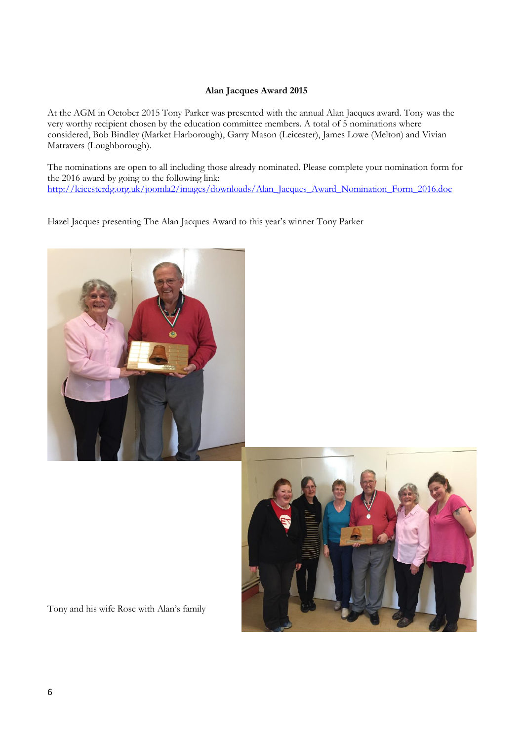**Alan Jacques Award 2015**

At the AGM in October 2015 Tony Parker was presented with the annual Alan Jacques award. Tony was the very worthy recipient chosen by the education committee members. A total of 5 nominations where considered, Bob Bindley (Market Harborough), Garry Mason (Leicester), James Lowe (Melton) and Vivian Matravers (Loughborough).

The nominations are open to all including those already nominated. Please complete your nomination form for the 2016 award by going to the following link:
[http://leicesterdg.org.uk/joomla2/images/downloads/Alan_Jacques_Award_Nomination_Form_2016.doc](http://leicesterdg.org.uk/joomla2/images/downloads/Alan_Jacques_Award_Nomination_Form_2016.doc)

Hazel Jacques presenting The Alan Jacques Award to this year's winner Tony Parker

Tony and his wife Rose with Alan's family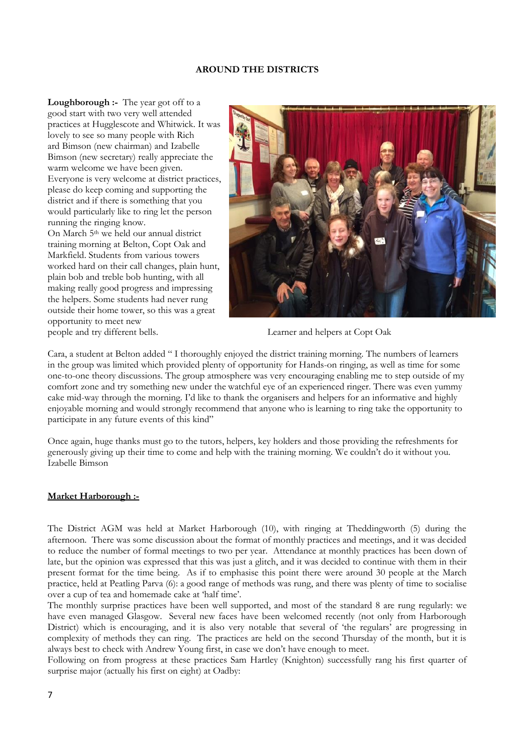**AROUND THE DISTRICTS**

**Loughborough :-** The year got off to a good start with two very well attended practices at Hugglescote and Whitwick. It was lovely to see so many people with Rich ard Bimson (new chairman) and Izabelle Bimson (new secretary) really appreciate the warm welcome we have been given. Everyone is very welcome at district practices, please do keep coming and supporting the district and if there is something that you would particularly like to ring let the person running the ringing know.

On March 5th we held our annual district training morning at Belton, Copt Oak and Markfield. Students from various towers worked hard on their call changes, plain hunt, plain bob and treble bob hunting, with all making really good progress and impressing the helpers. Some students had never rung outside their home tower, so this was a great opportunity to meet new people and try different bells.

Learner and helpers at Copt Oak

Cara, a student at Belton added " I thoroughly enjoyed the district training morning. The numbers of learners in the group was limited which provided plenty of opportunity for Hands-on ringing, as well as time for some one-to-one theory discussions. The group atmosphere was very encouraging enabling me to step outside of my comfort zone and try something new under the watchful eye of an experienced ringer. There was even yummy cake mid-way through the morning. I'd like to thank the organisers and helpers for an informative and highly enjoyable morning and would strongly recommend that anyone who is learning to ring take the opportunity to participate in any future events of this kind"

Once again, huge thanks must go to the tutors, helpers, key holders and those providing the refreshments for generously giving up their time to come and help with the training morning. We couldn't do it without you.
Izabelle Bimson

**Market Harborough :-**

The District AGM was held at Market Harborough (10), with ringing at Theddingworth (5) during the afternoon. There was some discussion about the format of monthly practices and meetings, and it was decided to reduce the number of formal meetings to two per year. Attendance at monthly practices has been down of late, but the opinion was expressed that this was just a glitch, and it was decided to continue with them in their present format for the time being. As if to emphasise this point there were around 30 people at the March practice, held at Peatling Parva (6): a good range of methods was rung, and there was plenty of time to socialise over a cup of tea and homemade cake at 'half time'.

The monthly surprise practices have been well supported, and most of the standard 8 are rung regularly: we have even managed Glasgow. Several new faces have been welcomed recently (not only from Harborough District) which is encouraging, and it is also very notable that several of 'the regulars' are progressing in complexity of methods they can ring. The practices are held on the second Thursday of the month, but it is always best to check with Andrew Young first, in case we don't have enough to meet.

Following on from progress at these practices Sam Hartley (Knighton) successfully rang his first quarter of surprise major (actually his first on eight) at Oadby: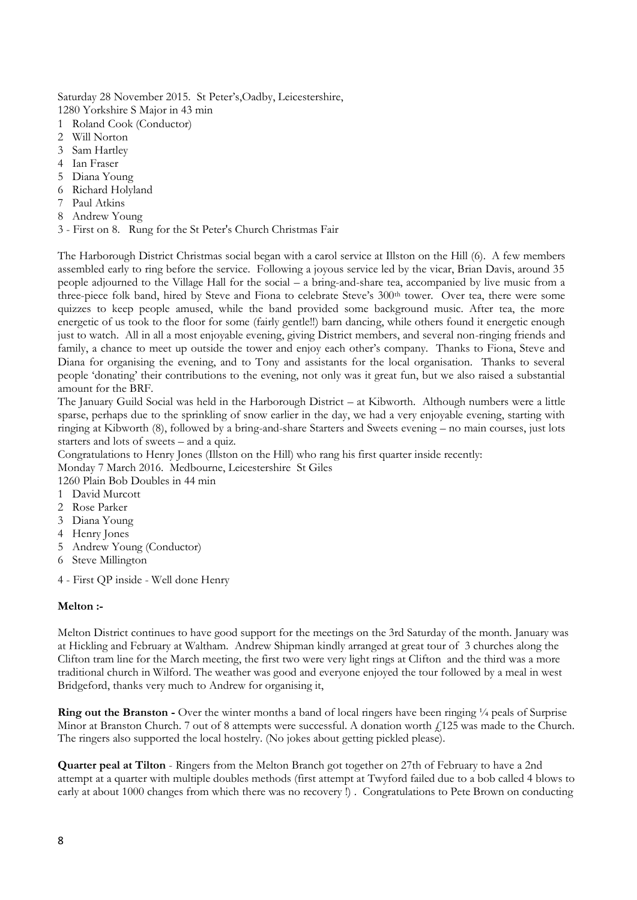Saturday 28 November 2015. St Peter's,Oadby, Leicestershire,
1280 Yorkshire S Major in 43 min

1 Roland Cook (Conductor)
2 Will Norton
3 Sam Hartley
4 Ian Fraser
5 Diana Young
6 Richard Holyland
7 Paul Atkins
8 Andrew Young

3 - First on 8. Rung for the St Peter's Church Christmas Fair

The Harborough District Christmas social began with a carol service at Illston on the Hill (6). A few members assembled early to ring before the service. Following a joyous service led by the vicar, Brian Davis, around 35 people adjourned to the Village Hall for the social – a bring-and-share tea, accompanied by live music from a three-piece folk band, hired by Steve and Fiona to celebrate Steve's 300th tower. Over tea, there were some quizzes to keep people amused, while the band provided some background music. After tea, the more energetic of us took to the floor for some (fairly gentle!!) barn dancing, while others found it energetic enough just to watch. All in all a most enjoyable evening, giving District members, and several non-ringing friends and family, a chance to meet up outside the tower and enjoy each other's company. Thanks to Fiona, Steve and Diana for organising the evening, and to Tony and assistants for the local organisation. Thanks to several people 'donating' their contributions to the evening, not only was it great fun, but we also raised a substantial amount for the BRF.

The January Guild Social was held in the Harborough District – at Kibworth. Although numbers were a little sparse, perhaps due to the sprinkling of snow earlier in the day, we had a very enjoyable evening, starting with ringing at Kibworth (8), followed by a bring-and-share Starters and Sweets evening – no main courses, just lots starters and lots of sweets – and a quiz.

Congratulations to Henry Jones (Illston on the Hill) who rang his first quarter inside recently:

Monday 7 March 2016. Medbourne, Leicestershire St Giles
1260 Plain Bob Doubles in 44 min

1 David Murcott
2 Rose Parker
3 Diana Young
4 Henry Jones
5 Andrew Young (Conductor)
6 Steve Millington

4 - First QP inside - Well done Henry

**Melton :-**

Melton District continues to have good support for the meetings on the 3rd Saturday of the month. January was at Hickling and February at Waltham. Andrew Shipman kindly arranged at great tour of 3 churches along the Clifton tram line for the March meeting, the first two were very light rings at Clifton and the third was a more traditional church in Wilford. The weather was good and everyone enjoyed the tour followed by a meal in west Bridgeford, thanks very much to Andrew for organising it,

**Ring out the Branston -** Over the winter months a band of local ringers have been ringing ¼ peals of Surprise Minor at Branston Church. 7 out of 8 attempts were successful. A donation worth £125 was made to the Church. The ringers also supported the local hostelry. (No jokes about getting pickled please).

**Quarter peal at Tilton** - Ringers from the Melton Branch got together on 27th of February to have a 2nd attempt at a quarter with multiple doubles methods (first attempt at Twyford failed due to a bob called 4 blows to early at about 1000 changes from which there was no recovery !) . Congratulations to Pete Brown on conducting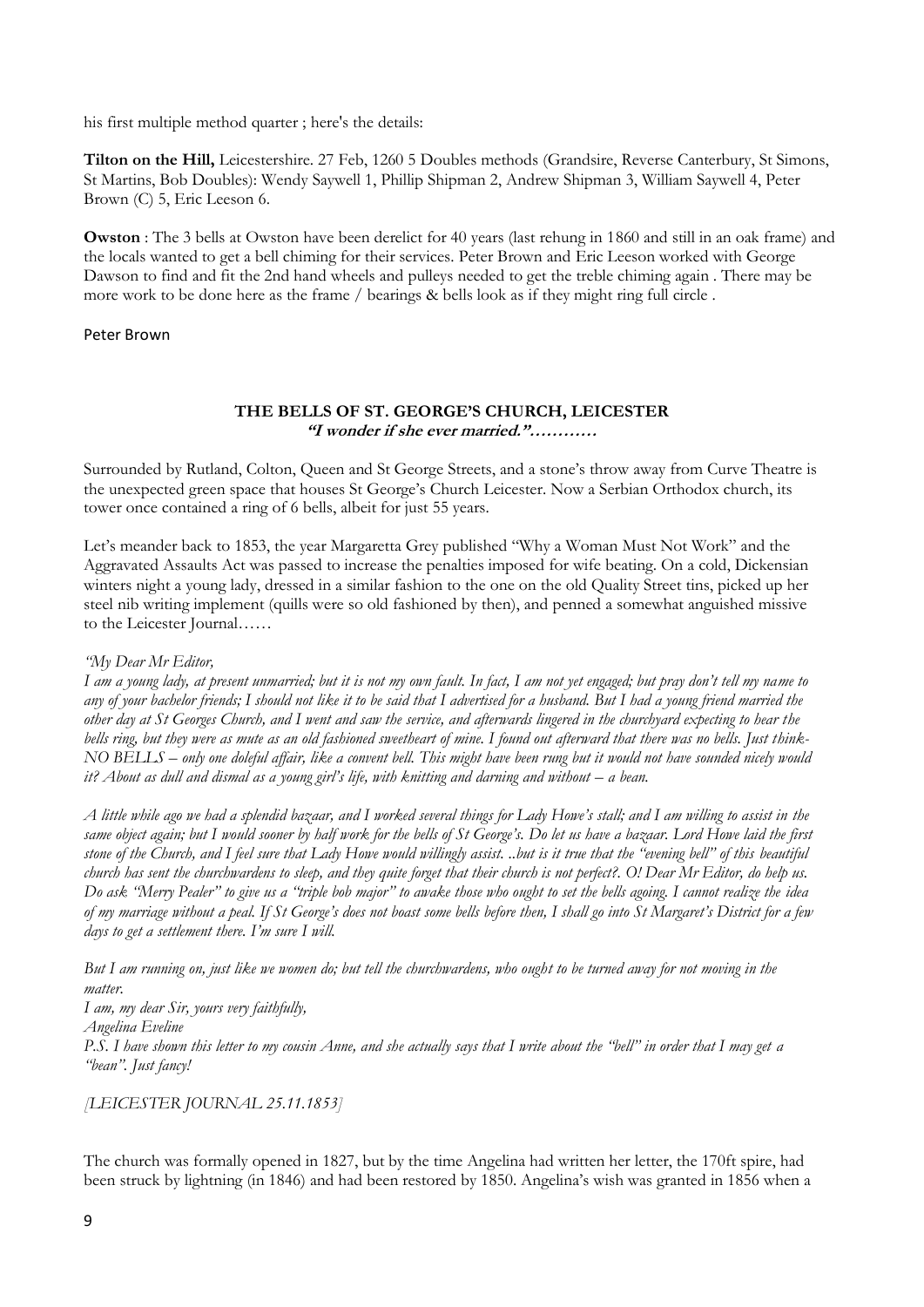his first multiple method quarter ; here's the details:

**Tilton on the Hill,** Leicestershire. 27 Feb, 1260 5 Doubles methods (Grandsire, Reverse Canterbury, St Simons, St Martins, Bob Doubles): Wendy Saywell 1, Phillip Shipman 2, Andrew Shipman 3, William Saywell 4, Peter Brown (C) 5, Eric Leeson 6.

**Owston** : The 3 bells at Owston have been derelict for 40 years (last rehung in 1860 and still in an oak frame) and the locals wanted to get a bell chiming for their services. Peter Brown and Eric Leeson worked with George Dawson to find and fit the 2nd hand wheels and pulleys needed to get the treble chiming again . There may be more work to be done here as the frame / bearings & bells look as if they might ring full circle .

Peter Brown

## THE BELLS OF ST. GEORGE'S CHURCH, LEICESTER

***"I wonder if she ever married."…………***

Surrounded by Rutland, Colton, Queen and St George Streets, and a stone's throw away from Curve Theatre is the unexpected green space that houses St George's Church Leicester. Now a Serbian Orthodox church, its tower once contained a ring of 6 bells, albeit for just 55 years.

Let's meander back to 1853, the year Margaretta Grey published "Why a Woman Must Not Work" and the Aggravated Assaults Act was passed to increase the penalties imposed for wife beating. On a cold, Dickensian winters night a young lady, dressed in a similar fashion to the one on the old Quality Street tins, picked up her steel nib writing implement (quills were so old fashioned by then), and penned a somewhat anguished missive to the Leicester Journal……

*"My Dear Mr Editor,*

*I am a young lady, at present unmarried; but it is not my own fault. In fact, I am not yet engaged; but pray don't tell my name to any of your bachelor friends; I should not like it to be said that I advertised for a husband. But I had a young friend married the other day at St Georges Church, and I went and saw the service, and afterwards lingered in the churchyard expecting to hear the bells ring, but they were as mute as an old fashioned sweetheart of mine. I found out afterward that there was no bells. Just think- NO BELLS – only one doleful affair, like a convent bell. This might have been rung but it would not have sounded nicely would it? About as dull and dismal as a young girl's life, with knitting and darning and without – a bean.*

*A little while ago we had a splendid bazaar, and I worked several things for Lady Howe's stall; and I am willing to assist in the same object again; but I would sooner by half work for the bells of St George's. Do let us have a bazaar. Lord Howe laid the first stone of the Church, and I feel sure that Lady Howe would willingly assist. ..but is it true that the "evening bell" of this beautiful church has sent the churchwardens to sleep, and they quite forget that their church is not perfect?. O! Dear Mr Editor, do help us. Do ask "Merry Pealer" to give us a "triple bob major" to awake those who ought to set the bells agoing. I cannot realize the idea of my marriage without a peal. If St George's does not boast some bells before then, I shall go into St Margaret's District for a few days to get a settlement there. I'm sure I will.*

*But I am running on, just like we women do; but tell the churchwardens, who ought to be turned away for not moving in the matter.*
*I am, my dear Sir, yours very faithfully,*
*Angelina Eveline*
*P.S. I have shown this letter to my cousin Anne, and she actually says that I write about the "bell" in order that I may get a "bean". Just fancy!*

*[LEICESTER JOURNAL 25.11.1853]*

The church was formally opened in 1827, but by the time Angelina had written her letter, the 170ft spire, had been struck by lightning (in 1846) and had been restored by 1850. Angelina's wish was granted in 1856 when a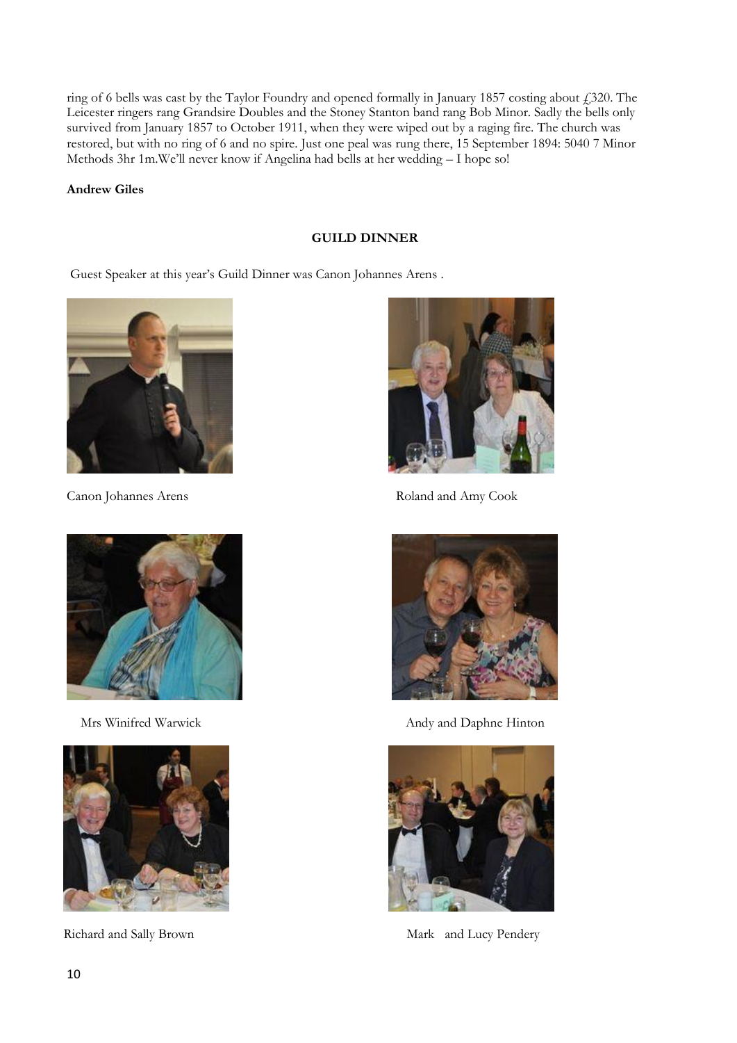ring of 6 bells was cast by the Taylor Foundry and opened formally in January 1857 costing about £320. The Leicester ringers rang Grandsire Doubles and the Stoney Stanton band rang Bob Minor. Sadly the bells only survived from January 1857 to October 1911, when they were wiped out by a raging fire. The church was restored, but with no ring of 6 and no spire. Just one peal was rung there, 15 September 1894: 5040 7 Minor Methods 3hr 1m.We'll never know if Angelina had bells at her wedding – I hope so!

**Andrew Giles**

## GUILD DINNER

Guest Speaker at this year's Guild Dinner was Canon Johannes Arens .

Canon Johannes Arens

Roland and Amy Cook

Mrs Winifred Warwick

Andy and Daphne Hinton

Richard and Sally Brown

Mark and Lucy Pendery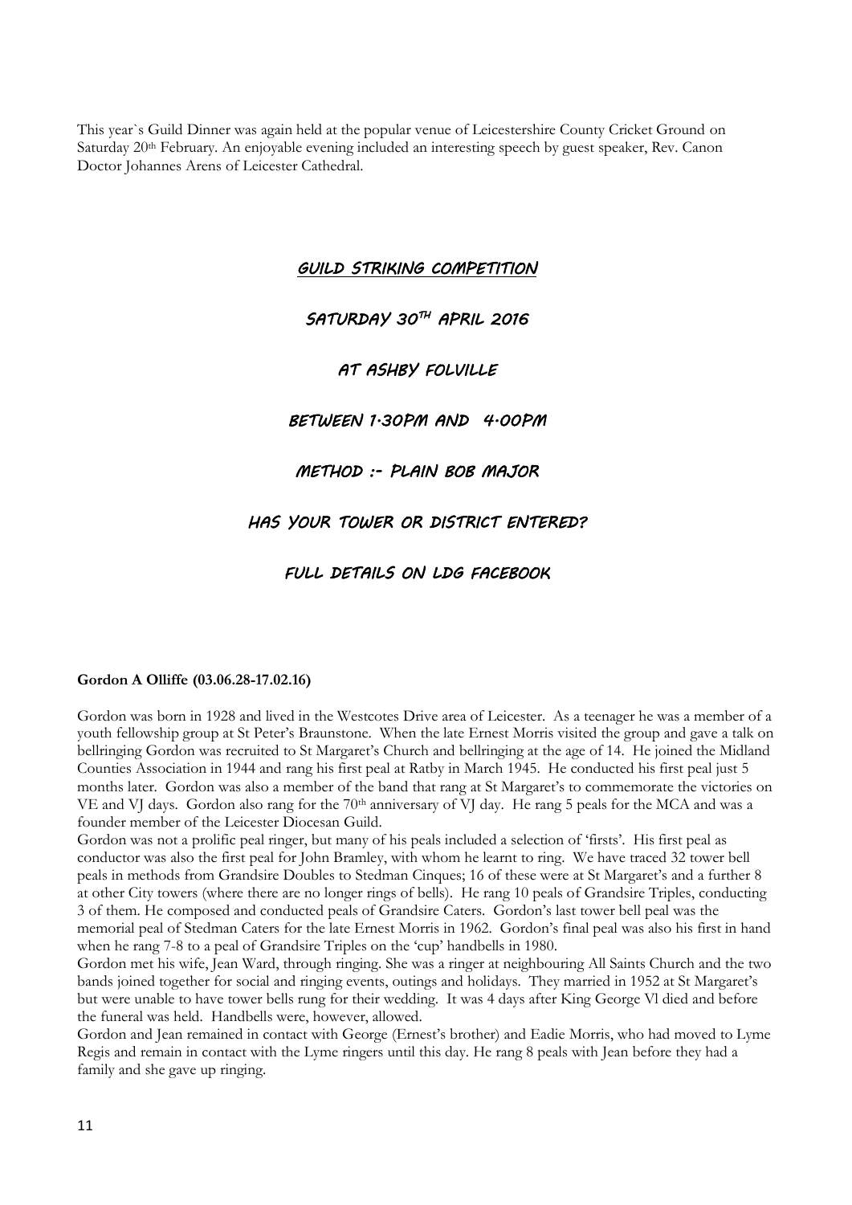This year`s Guild Dinner was again held at the popular venue of Leicestershire County Cricket Ground on Saturday 20th February. An enjoyable evening included an interesting speech by guest speaker, Rev. Canon Doctor Johannes Arens of Leicester Cathedral.

## *GUILD STRIKING COMPETITION*

*SATURDAY 30TH APRIL 2016*

*AT ASHBY FOLVILLE*

*BETWEEN 1.30PM AND 4.00PM*

*METHOD :- PLAIN BOB MAJOR*

*HAS YOUR TOWER OR DISTRICT ENTERED?*

*FULL DETAILS ON LDG FACEBOOK*

**Gordon A Olliffe (03.06.28-17.02.16)**

Gordon was born in 1928 and lived in the Westcotes Drive area of Leicester. As a teenager he was a member of a youth fellowship group at St Peter's Braunstone. When the late Ernest Morris visited the group and gave a talk on bellringing Gordon was recruited to St Margaret's Church and bellringing at the age of 14. He joined the Midland Counties Association in 1944 and rang his first peal at Ratby in March 1945. He conducted his first peal just 5 months later. Gordon was also a member of the band that rang at St Margaret's to commemorate the victories on VE and VJ days. Gordon also rang for the 70th anniversary of VJ day. He rang 5 peals for the MCA and was a founder member of the Leicester Diocesan Guild.

Gordon was not a prolific peal ringer, but many of his peals included a selection of 'firsts'. His first peal as conductor was also the first peal for John Bramley, with whom he learnt to ring. We have traced 32 tower bell peals in methods from Grandsire Doubles to Stedman Cinques; 16 of these were at St Margaret's and a further 8 at other City towers (where there are no longer rings of bells). He rang 10 peals of Grandsire Triples, conducting 3 of them. He composed and conducted peals of Grandsire Caters. Gordon's last tower bell peal was the memorial peal of Stedman Caters for the late Ernest Morris in 1962. Gordon's final peal was also his first in hand when he rang 7-8 to a peal of Grandsire Triples on the 'cup' handbells in 1980.

Gordon met his wife, Jean Ward, through ringing. She was a ringer at neighbouring All Saints Church and the two bands joined together for social and ringing events, outings and holidays. They married in 1952 at St Margaret's but were unable to have tower bells rung for their wedding. It was 4 days after King George VI died and before the funeral was held. Handbells were, however, allowed.

Gordon and Jean remained in contact with George (Ernest's brother) and Eadie Morris, who had moved to Lyme Regis and remain in contact with the Lyme ringers until this day. He rang 8 peals with Jean before they had a family and she gave up ringing.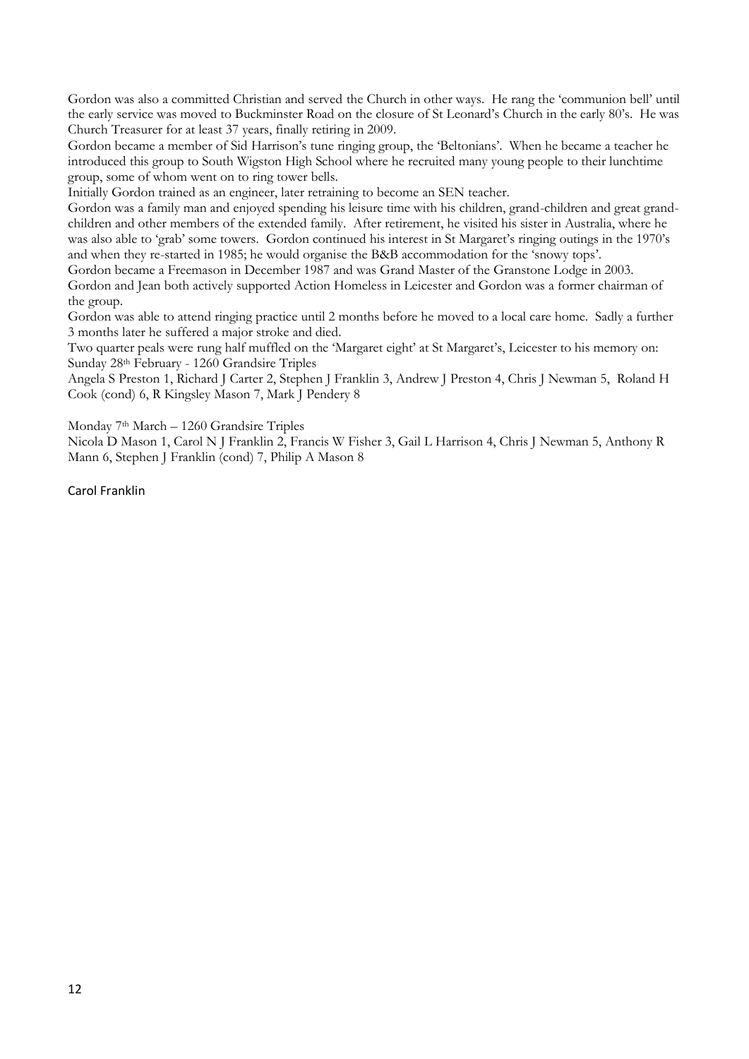Gordon was also a committed Christian and served the Church in other ways. He rang the 'communion bell' until the early service was moved to Buckminster Road on the closure of St Leonard's Church in the early 80's. He was Church Treasurer for at least 37 years, finally retiring in 2009.

Gordon became a member of Sid Harrison's tune ringing group, the 'Beltonians'. When he became a teacher he introduced this group to South Wigston High School where he recruited many young people to their lunchtime group, some of whom went on to ring tower bells.

Initially Gordon trained as an engineer, later retraining to become an SEN teacher.

Gordon was a family man and enjoyed spending his leisure time with his children, grand-children and great grand-children and other members of the extended family. After retirement, he visited his sister in Australia, where he was also able to 'grab' some towers. Gordon continued his interest in St Margaret's ringing outings in the 1970's and when they re-started in 1985; he would organise the B&B accommodation for the 'snowy tops'.

Gordon became a Freemason in December 1987 and was Grand Master of the Granstone Lodge in 2003.

Gordon and Jean both actively supported Action Homeless in Leicester and Gordon was a former chairman of the group.

Gordon was able to attend ringing practice until 2 months before he moved to a local care home. Sadly a further 3 months later he suffered a major stroke and died.

Two quarter peals were rung half muffled on the 'Margaret eight' at St Margaret's, Leicester to his memory on:

Sunday 28th February - 1260 Grandsire Triples

Angela S Preston 1, Richard J Carter 2, Stephen J Franklin 3, Andrew J Preston 4, Chris J Newman 5, Roland H Cook (cond) 6, R Kingsley Mason 7, Mark J Pendery 8

Monday 7th March – 1260 Grandsire Triples

Nicola D Mason 1, Carol N J Franklin 2, Francis W Fisher 3, Gail L Harrison 4, Chris J Newman 5, Anthony R Mann 6, Stephen J Franklin (cond) 7, Philip A Mason 8

Carol Franklin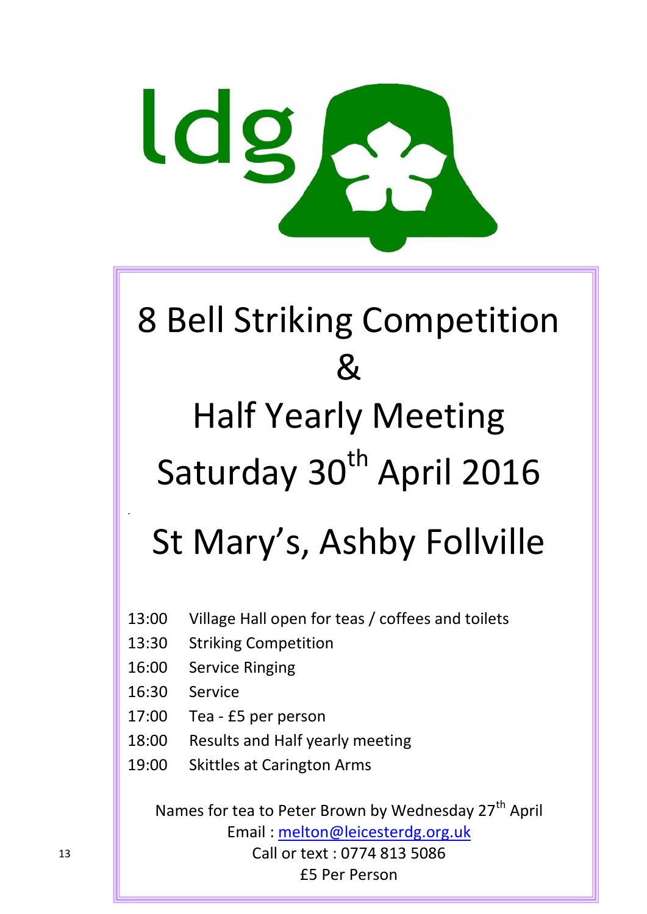ldg

# 8 Bell Striking Competition
# &
# Half Yearly Meeting
# Saturday 30th April 2016

# St Mary's, Ashby Follville

| | |
|---|---|
| 13:00 | Village Hall open for teas / coffees and toilets |
| 13:30 | Striking Competition |
| 16:00 | Service Ringing |
| 16:30 | Service |
| 17:00 | Tea - £5 per person |
| 18:00 | Results and Half yearly meeting |
| 19:00 | Skittles at Carington Arms |

Names for tea to Peter Brown by Wednesday 27th April
Email : melton@leicesterdg.org.uk
Call or text : 0774 813 5086
£5 Per Person